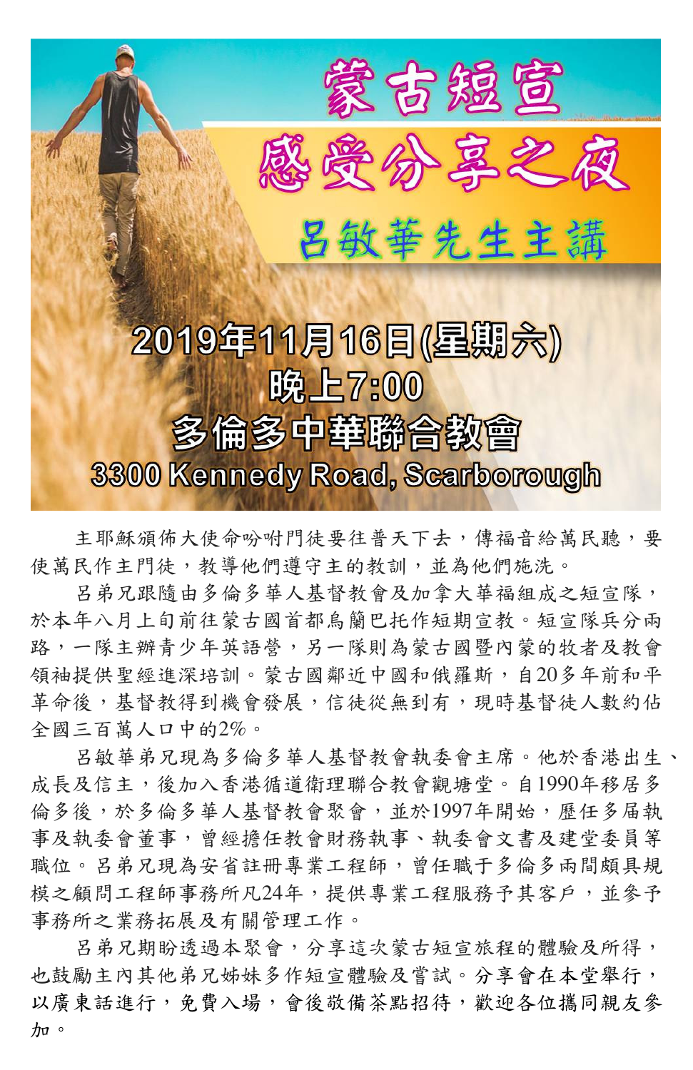# 蒙古短宣

# 感受分享之夜

## 呂敏華先生主講

**2019年11月16日(星期六)**

**晚上7:00**

**多倫多中華聯合教會**

**3300 Kennedy Road, Scarborough**

主耶穌頒佈大使命吩咐門徒要往普天下去，傳福音給萬民聽，要使萬民作主門徒，教導他們遵守主的教訓，並為他們施洗。

呂弟兄跟隨由多倫多華人基督教會及加拿大華福組成之短宣隊，於本年八月上旬前往蒙古國首都烏蘭巴托作短期宣教。短宣隊兵分兩路，一隊主辦青少年英語營，另一隊則為蒙古國暨內蒙的牧者及教會領袖提供聖經進深培訓。蒙古國鄰近中國和俄羅斯，自20多年前和平革命後，基督教得到機會發展，信徒從無到有，現時基督徒人數約佔全國三百萬人口中的2%。

呂敏華弟兄現為多倫多華人基督教會執委會主席。他於香港出生、成長及信主，後加入香港循道衛理聯合教會觀塘堂。自1990年移居多倫多後，於多倫多華人基督教會聚會，並於1997年開始，歷任多屆執事及執委會董事，曾經擔任教會財務執事、執委會文書及建堂委員等職位。呂弟兄現為安省註冊專業工程師，曾任職于多倫多兩間頗具規模之顧問工程師事務所凡24年，提供專業工程服務予其客戶，並參予事務所之業務拓展及有關管理工作。

呂弟兄期盼透過本聚會，分享這次蒙古短宣旅程的體驗及所得，也鼓勵主內其他弟兄姊妹多作短宣體驗及嘗試。分享會在本堂舉行，以廣東話進行，免費入場，會後敬備茶點招待，歡迎各位攜同親友參加。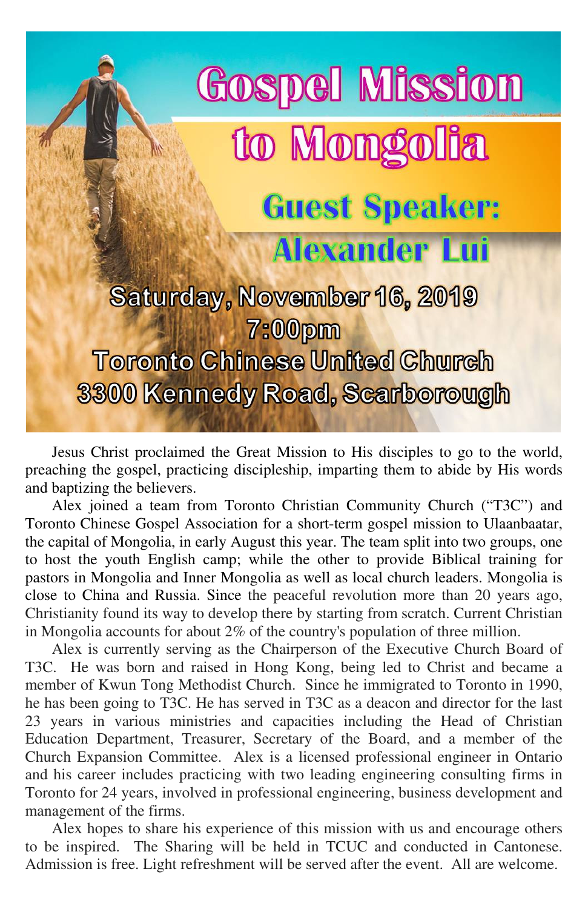# Gospel Mission to Mongolia

## Guest Speaker: Alexander Lui

**Saturday, November 16, 2019**
**7:00pm**
**Toronto Chinese United Church**
**3300 Kennedy Road, Scarborough**

Jesus Christ proclaimed the Great Mission to His disciples to go to the world, preaching the gospel, practicing discipleship, imparting them to abide by His words and baptizing the believers.

Alex joined a team from Toronto Christian Community Church ("T3C") and Toronto Chinese Gospel Association for a short-term gospel mission to Ulaanbaatar, the capital of Mongolia, in early August this year. The team split into two groups, one to host the youth English camp; while the other to provide Biblical training for pastors in Mongolia and Inner Mongolia as well as local church leaders. Mongolia is close to China and Russia. Since the peaceful revolution more than 20 years ago, Christianity found its way to develop there by starting from scratch. Current Christian in Mongolia accounts for about 2% of the country's population of three million.

Alex is currently serving as the Chairperson of the Executive Church Board of T3C. He was born and raised in Hong Kong, being led to Christ and became a member of Kwun Tong Methodist Church. Since he immigrated to Toronto in 1990, he has been going to T3C. He has served in T3C as a deacon and director for the last 23 years in various ministries and capacities including the Head of Christian Education Department, Treasurer, Secretary of the Board, and a member of the Church Expansion Committee. Alex is a licensed professional engineer in Ontario and his career includes practicing with two leading engineering consulting firms in Toronto for 24 years, involved in professional engineering, business development and management of the firms.

Alex hopes to share his experience of this mission with us and encourage others to be inspired. The Sharing will be held in TCUC and conducted in Cantonese. Admission is free. Light refreshment will be served after the event. All are welcome.